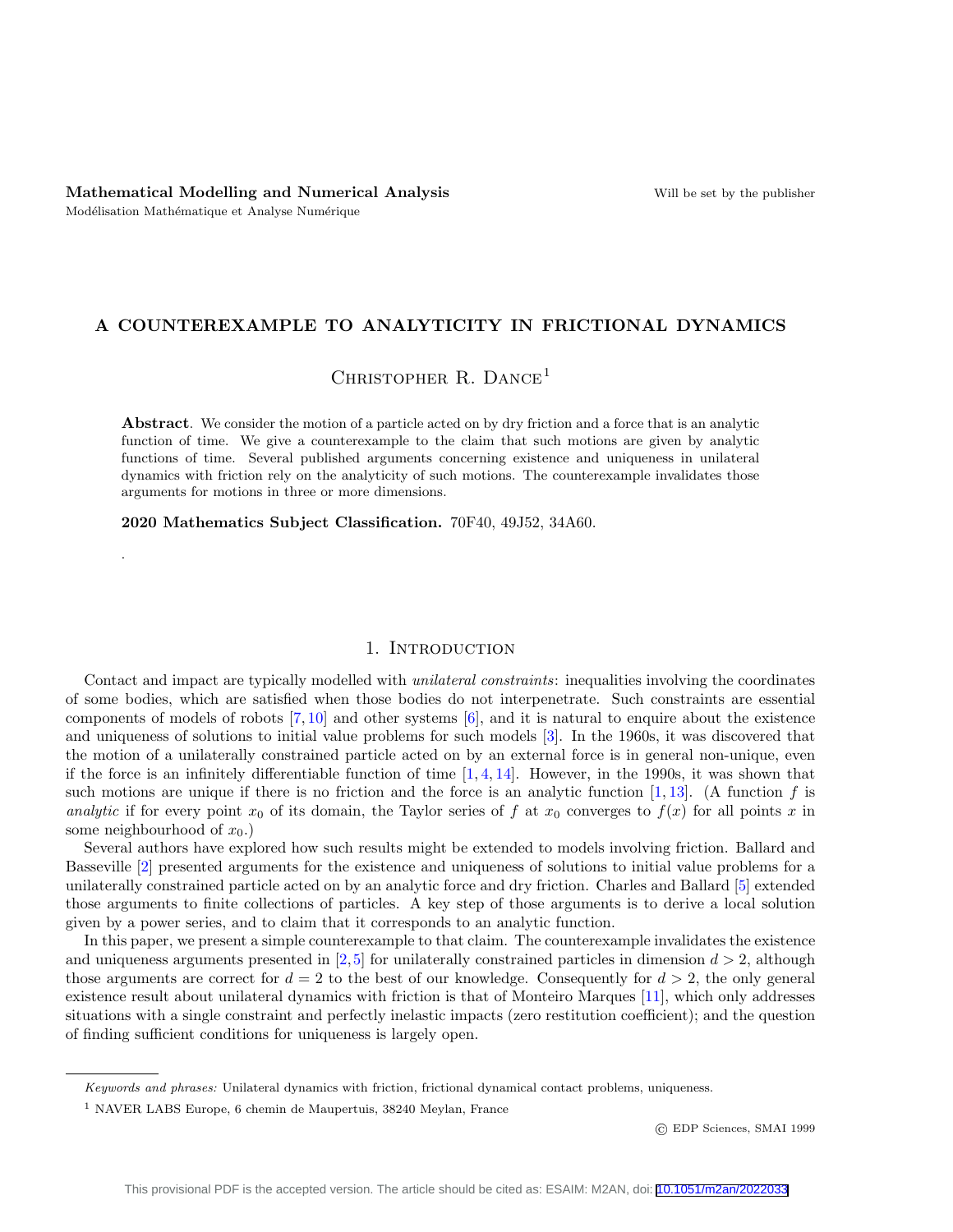# A COUNTEREXAMPLE TO ANALYTICITY IN FRICTIONAL DYNAMICS

Christopher R. Dance[1]

**Abstract**. We consider the motion of a particle acted on by dry friction and a force that is an analytic function of time. We give a counterexample to the claim that such motions are given by analytic functions of time. Several published arguments concerning existence and uniqueness in unilateral dynamics with friction rely on the analyticity of such motions. The counterexample invalidates those arguments for motions in three or more dimensions.

**2020 Mathematics Subject Classification.** 70F40, 49J52, 34A60.

.

## 1. Introduction

Contact and impact are typically modelled with *unilateral constraints*: inequalities involving the coordinates of some bodies, which are satisfied when those bodies do not interpenetrate. Such constraints are essential components of models of robots [7, 10] and other systems [6], and it is natural to enquire about the existence and uniqueness of solutions to initial value problems for such models [3]. In the 1960s, it was discovered that the motion of a unilaterally constrained particle acted on by an external force is in general non-unique, even if the force is an infinitely differentiable function of time [1, 4, 14]. However, in the 1990s, it was shown that such motions are unique if there is no friction and the force is an analytic function [1, 13]. (A function $f$ is *analytic* if for every point $x_0$ of its domain, the Taylor series of $f$ at $x_0$ converges to $f(x)$ for all points $x$ in some neighbourhood of $x_0$.)

Several authors have explored how such results might be extended to models involving friction. Ballard and Basseville [2] presented arguments for the existence and uniqueness of solutions to initial value problems for a unilaterally constrained particle acted on by an analytic force and dry friction. Charles and Ballard [5] extended those arguments to finite collections of particles. A key step of those arguments is to derive a local solution given by a power series, and to claim that it corresponds to an analytic function.

In this paper, we present a simple counterexample to that claim. The counterexample invalidates the existence and uniqueness arguments presented in [2, 5] for unilaterally constrained particles in dimension $d > 2$, although those arguments are correct for $d = 2$ to the best of our knowledge. Consequently for $d > 2$, the only general existence result about unilateral dynamics with friction is that of Monteiro Marques [11], which only addresses situations with a single constraint and perfectly inelastic impacts (zero restitution coefficient); and the question of finding sufficient conditions for uniqueness is largely open.

---

*Keywords and phrases:* Unilateral dynamics with friction, frictional dynamical contact problems, uniqueness.

[1] NAVER LABS Europe, 6 chemin de Maupertuis, 38240 Meylan, France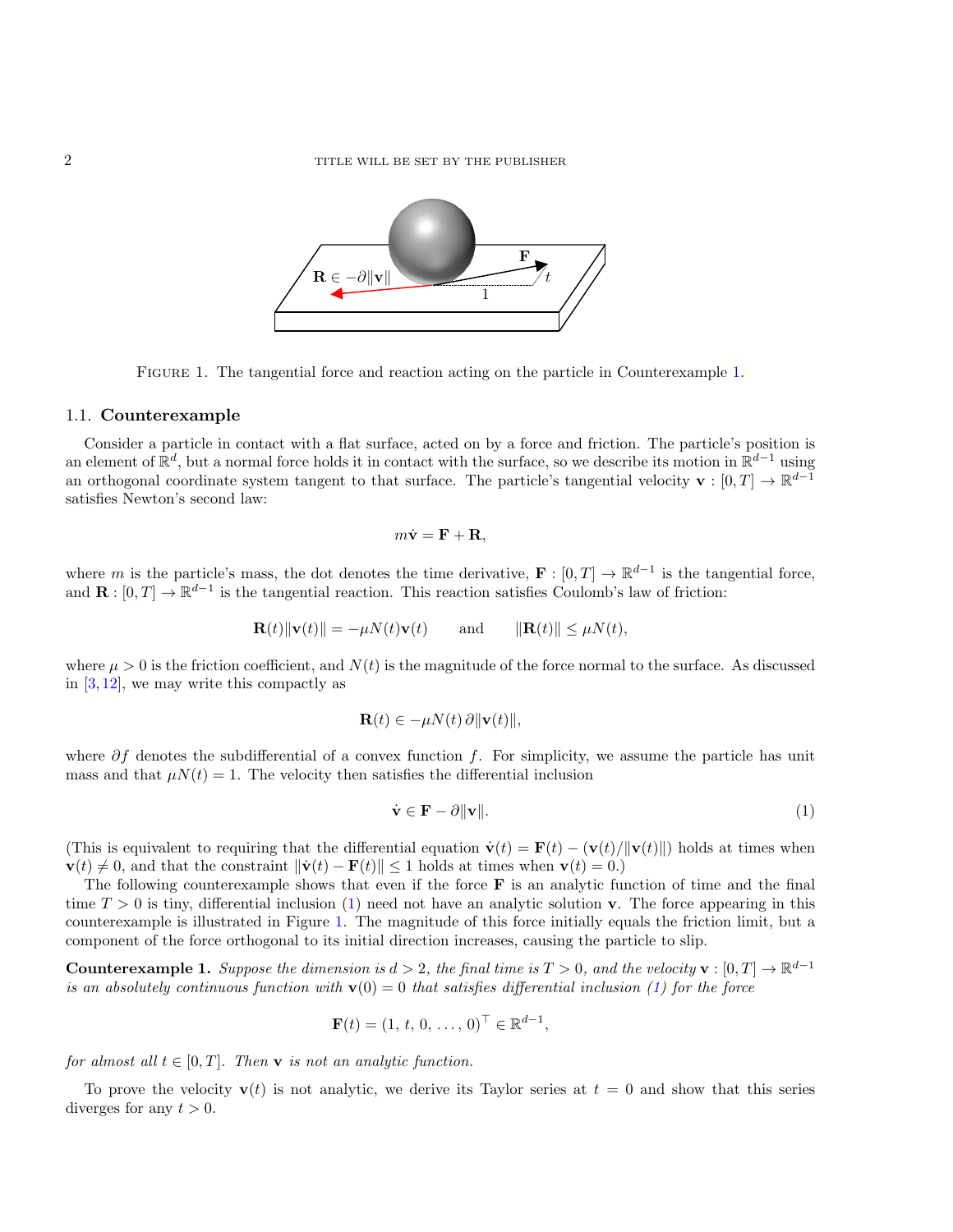FIGURE 1. The tangential force and reaction acting on the particle in Counterexample 1.

### 1.1. Counterexample

Consider a particle in contact with a flat surface, acted on by a force and friction. The particle's position is an element of $\mathbb{R}^d$, but a normal force holds it in contact with the surface, so we describe its motion in $\mathbb{R}^{d-1}$ using an orthogonal coordinate system tangent to that surface. The particle's tangential velocity $\mathbf{v} : [0, T] \to \mathbb{R}^{d-1}$ satisfies Newton's second law:

$$m\dot{\mathbf{v}} = \mathbf{F} + \mathbf{R},$$

where $m$ is the particle's mass, the dot denotes the time derivative, $\mathbf{F} : [0, T] \to \mathbb{R}^{d-1}$ is the tangential force, and $\mathbf{R} : [0, T] \to \mathbb{R}^{d-1}$ is the tangential reaction. This reaction satisfies Coulomb's law of friction:

$$\mathbf{R}(t)\|\mathbf{v}(t)\| = -\mu N(t)\mathbf{v}(t) \qquad \text{and} \qquad \|\mathbf{R}(t)\| \leq \mu N(t),$$

where $\mu > 0$ is the friction coefficient, and $N(t)$ is the magnitude of the force normal to the surface. As discussed in [3,12], we may write this compactly as

$$\mathbf{R}(t) \in -\mu N(t)\, \partial\|\mathbf{v}(t)\|,$$

where $\partial f$ denotes the subdifferential of a convex function $f$. For simplicity, we assume the particle has unit mass and that $\mu N(t) = 1$. The velocity then satisfies the differential inclusion

$$\dot{\mathbf{v}} \in \mathbf{F} - \partial\|\mathbf{v}\|. \tag{1}$$

(This is equivalent to requiring that the differential equation $\dot{\mathbf{v}}(t) = \mathbf{F}(t) - (\mathbf{v}(t)/\|\mathbf{v}(t)\|)$ holds at times when $\mathbf{v}(t) \neq 0$, and that the constraint $\|\dot{\mathbf{v}}(t) - \mathbf{F}(t)\| \leq 1$ holds at times when $\mathbf{v}(t) = 0$.)

The following counterexample shows that even if the force $\mathbf{F}$ is an analytic function of time and the final time $T > 0$ is tiny, differential inclusion (1) need not have an analytic solution $\mathbf{v}$. The force appearing in this counterexample is illustrated in Figure 1. The magnitude of this force initially equals the friction limit, but a component of the force orthogonal to its initial direction increases, causing the particle to slip.

**Counterexample 1.** *Suppose the dimension is $d > 2$, the final time is $T > 0$, and the velocity $\mathbf{v} : [0, T] \to \mathbb{R}^{d-1}$ is an absolutely continuous function with $\mathbf{v}(0) = 0$ that satisfies differential inclusion (1) for the force*

$$\mathbf{F}(t) = (1,\, t,\, 0,\, \ldots,\, 0)^\top \in \mathbb{R}^{d-1},$$

*for almost all $t \in [0, T]$. Then $\mathbf{v}$ is not an analytic function.*

To prove the velocity $\mathbf{v}(t)$ is not analytic, we derive its Taylor series at $t = 0$ and show that this series diverges for any $t > 0$.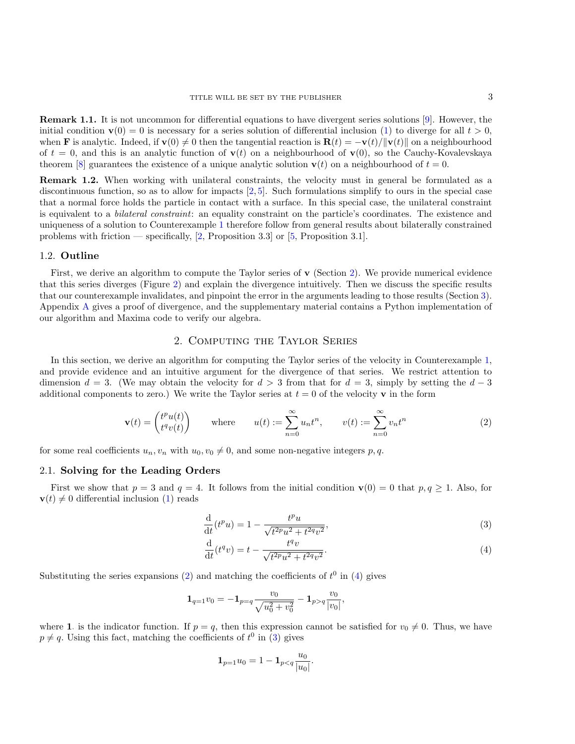**Remark 1.1.** It is not uncommon for differential equations to have divergent series solutions [9]. However, the initial condition $\mathbf{v}(0) = 0$ is necessary for a series solution of differential inclusion (1) to diverge for all $t > 0$, when $\mathbf{F}$ is analytic. Indeed, if $\mathbf{v}(0) \neq 0$ then the tangential reaction is $\mathbf{R}(t) = -\mathbf{v}(t)/\|\mathbf{v}(t)\|$ on a neighbourhood of $t = 0$, and this is an analytic function of $\mathbf{v}(t)$ on a neighbourhood of $\mathbf{v}(0)$, so the Cauchy-Kovalevskaya theorem [8] guarantees the existence of a unique analytic solution $\mathbf{v}(t)$ on a neighbourhood of $t = 0$.

**Remark 1.2.** When working with unilateral constraints, the velocity must in general be formulated as a discontinuous function, so as to allow for impacts [2, 5]. Such formulations simplify to ours in the special case that a normal force holds the particle in contact with a surface. In this special case, the unilateral constraint is equivalent to a *bilateral constraint*: an equality constraint on the particle's coordinates. The existence and uniqueness of a solution to Counterexample 1 therefore follow from general results about bilaterally constrained problems with friction — specifically, [2, Proposition 3.3] or [5, Proposition 3.1].

### 1.2. Outline

First, we derive an algorithm to compute the Taylor series of $\mathbf{v}$ (Section 2). We provide numerical evidence that this series diverges (Figure 2) and explain the divergence intuitively. Then we discuss the specific results that our counterexample invalidates, and pinpoint the error in the arguments leading to those results (Section 3). Appendix A gives a proof of divergence, and the supplementary material contains a Python implementation of our algorithm and Maxima code to verify our algebra.

## 2. Computing the Taylor Series

In this section, we derive an algorithm for computing the Taylor series of the velocity in Counterexample 1, and provide evidence and an intuitive argument for the divergence of that series. We restrict attention to dimension $d = 3$. (We may obtain the velocity for $d > 3$ from that for $d = 3$, simply by setting the $d - 3$ additional components to zero.) We write the Taylor series at $t = 0$ of the velocity $\mathbf{v}$ in the form

$$\mathbf{v}(t) = \begin{pmatrix} t^p u(t) \\ t^q v(t) \end{pmatrix} \qquad \text{where} \qquad u(t) := \sum_{n=0}^{\infty} u_n t^n, \qquad v(t) := \sum_{n=0}^{\infty} v_n t^n \tag{2}$$

for some real coefficients $u_n, v_n$ with $u_0, v_0 \neq 0$, and some non-negative integers $p, q$.

### 2.1. Solving for the Leading Orders

First we show that $p = 3$ and $q = 4$. It follows from the initial condition $\mathbf{v}(0) = 0$ that $p, q \geq 1$. Also, for $\mathbf{v}(t) \neq 0$ differential inclusion (1) reads

$$\frac{\mathrm{d}}{\mathrm{d}t}(t^p u) = 1 - \frac{t^p u}{\sqrt{t^{2p}u^2 + t^{2q}v^2}}, \tag{3}$$

$$\frac{\mathrm{d}}{\mathrm{d}t}(t^q v) = t - \frac{t^q v}{\sqrt{t^{2p}u^2 + t^{2q}v^2}}. \tag{4}$$

Substituting the series expansions (2) and matching the coefficients of $t^0$ in (4) gives

$$\mathbf{1}_{q=1} v_0 = -\mathbf{1}_{p=q} \frac{v_0}{\sqrt{u_0^2 + v_0^2}} - \mathbf{1}_{p>q} \frac{v_0}{|v_0|},$$

where $\mathbf{1}.$ is the indicator function. If $p = q$, then this expression cannot be satisfied for $v_0 \neq 0$. Thus, we have $p \neq q$. Using this fact, matching the coefficients of $t^0$ in (3) gives

$$\mathbf{1}_{p=1} u_0 = 1 - \mathbf{1}_{p<q} \frac{u_0}{|u_0|}.$$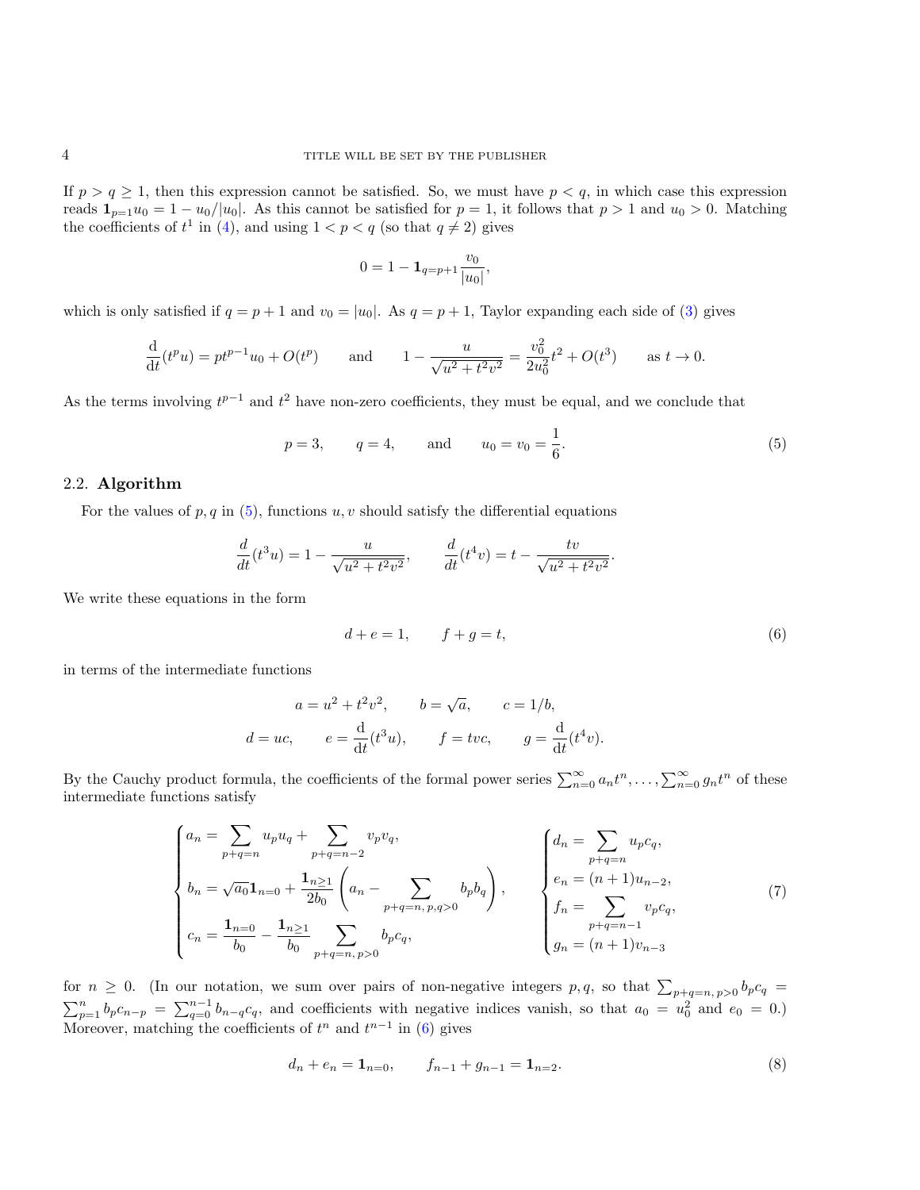If $p > q \geq 1$, then this expression cannot be satisfied. So, we must have $p < q$, in which case this expression reads $\mathbf{1}_{p=1} u_0 = 1 - u_0/|u_0|$. As this cannot be satisfied for $p = 1$, it follows that $p > 1$ and $u_0 > 0$. Matching the coefficients of $t^1$ in (4), and using $1 < p < q$ (so that $q \neq 2$) gives

$$0 = 1 - \mathbf{1}_{q=p+1} \frac{v_0}{|u_0|},$$

which is only satisfied if $q = p + 1$ and $v_0 = |u_0|$. As $q = p + 1$, Taylor expanding each side of (3) gives

$$\frac{\mathrm{d}}{\mathrm{d}t}(t^p u) = p t^{p-1} u_0 + O(t^p) \qquad \text{and} \qquad 1 - \frac{u}{\sqrt{u^2 + t^2 v^2}} = \frac{v_0^2}{2u_0^2} t^2 + O(t^3) \qquad \text{as } t \to 0.$$

As the terms involving $t^{p-1}$ and $t^2$ have non-zero coefficients, they must be equal, and we conclude that

$$p = 3, \qquad q = 4, \qquad \text{and} \qquad u_0 = v_0 = \frac{1}{6}. \tag{5}$$

### 2.2. **Algorithm**

For the values of $p, q$ in (5), functions $u, v$ should satisfy the differential equations

$$\frac{d}{dt}(t^3 u) = 1 - \frac{u}{\sqrt{u^2 + t^2 v^2}}, \qquad \frac{d}{dt}(t^4 v) = t - \frac{tv}{\sqrt{u^2 + t^2 v^2}}.$$

We write these equations in the form

$$d + e = 1, \qquad f + g = t, \tag{6}$$

in terms of the intermediate functions

$$a = u^2 + t^2 v^2, \qquad b = \sqrt{a}, \qquad c = 1/b,$$
$$d = uc, \qquad e = \frac{\mathrm{d}}{\mathrm{d}t}(t^3 u), \qquad f = tvc, \qquad g = \frac{\mathrm{d}}{\mathrm{d}t}(t^4 v).$$

By the Cauchy product formula, the coefficients of the formal power series $\sum_{n=0}^{\infty} a_n t^n, \ldots, \sum_{n=0}^{\infty} g_n t^n$ of these intermediate functions satisfy

$$\begin{cases} a_n = \displaystyle\sum_{p+q=n} u_p u_q + \sum_{p+q=n-2} v_p v_q, \\ b_n = \sqrt{a_0} \mathbf{1}_{n=0} + \dfrac{\mathbf{1}_{n \geq 1}}{2b_0} \left( a_n - \displaystyle\sum_{p+q=n,\, p,q>0} b_p b_q \right), \\ c_n = \dfrac{\mathbf{1}_{n=0}}{b_0} - \dfrac{\mathbf{1}_{n \geq 1}}{b_0} \displaystyle\sum_{p+q=n,\, p>0} b_p c_q, \end{cases} \qquad \begin{cases} d_n = \displaystyle\sum_{p+q=n} u_p c_q, \\ e_n = (n+1) u_{n-2}, \\ f_n = \displaystyle\sum_{p+q=n-1} v_p c_q, \\ g_n = (n+1) v_{n-3} \end{cases} \tag{7}$$

for $n \geq 0$. (In our notation, we sum over pairs of non-negative integers $p, q$, so that $\sum_{p+q=n,\, p>0} b_p c_q = \sum_{p=1}^{n} b_p c_{n-p} = \sum_{q=0}^{n-1} b_{n-q} c_q$, and coefficients with negative indices vanish, so that $a_0 = u_0^2$ and $e_0 = 0$.) Moreover, matching the coefficients of $t^n$ and $t^{n-1}$ in (6) gives

$$d_n + e_n = \mathbf{1}_{n=0}, \qquad f_{n-1} + g_{n-1} = \mathbf{1}_{n=2}. \tag{8}$$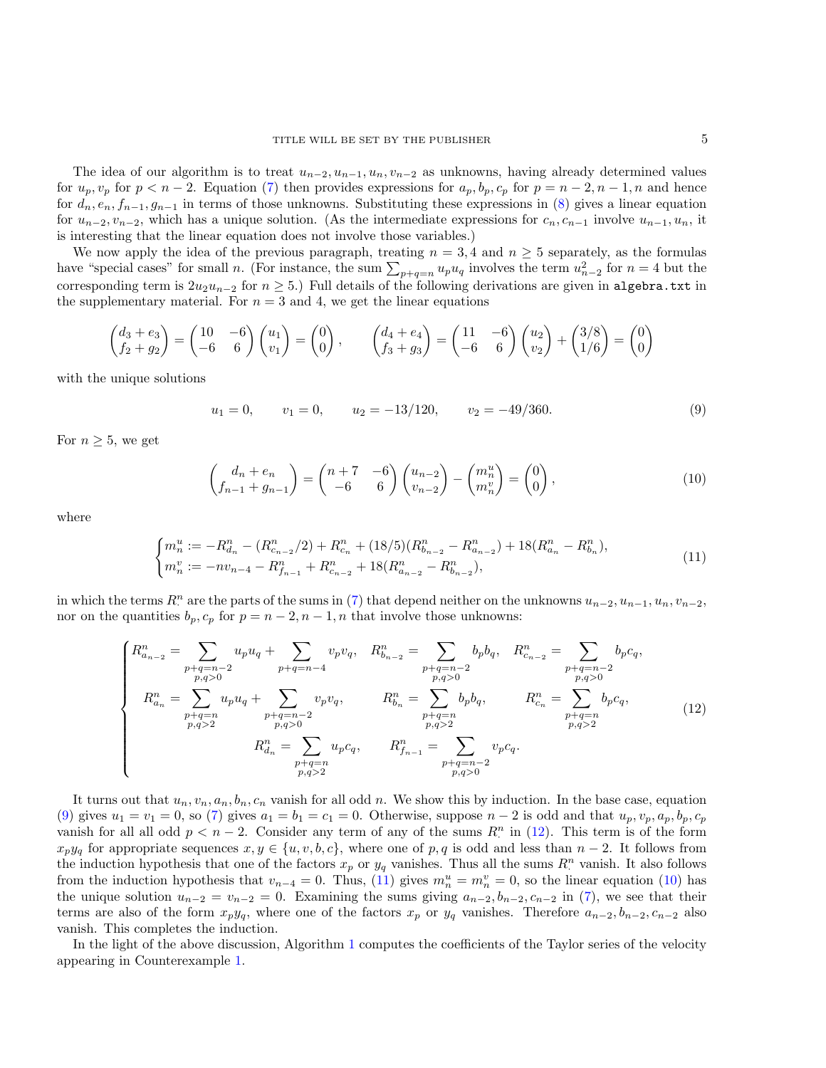The idea of our algorithm is to treat $u_{n-2}, u_{n-1}, u_n, v_{n-2}$ as unknowns, having already determined values for $u_p, v_p$ for $p < n-2$. Equation (7) then provides expressions for $a_p, b_p, c_p$ for $p = n-2, n-1, n$ and hence for $d_n, e_n, f_{n-1}, g_{n-1}$ in terms of those unknowns. Substituting these expressions in (8) gives a linear equation for $u_{n-2}, v_{n-2}$, which has a unique solution. (As the intermediate expressions for $c_n, c_{n-1}$ involve $u_{n-1}, u_n$, it is interesting that the linear equation does not involve those variables.)

We now apply the idea of the previous paragraph, treating $n = 3, 4$ and $n \geq 5$ separately, as the formulas have "special cases" for small $n$. (For instance, the sum $\sum_{p+q=n} u_p u_q$ involves the term $u_{n-2}^2$ for $n = 4$ but the corresponding term is $2u_2 u_{n-2}$ for $n \geq 5$.) Full details of the following derivations are given in `algebra.txt` in the supplementary material. For $n = 3$ and 4, we get the linear equations

$$\begin{pmatrix} d_3 + e_3 \\ f_2 + g_2 \end{pmatrix} = \begin{pmatrix} 10 & -6 \\ -6 & 6 \end{pmatrix} \begin{pmatrix} u_1 \\ v_1 \end{pmatrix} = \begin{pmatrix} 0 \\ 0 \end{pmatrix}, \qquad \begin{pmatrix} d_4 + e_4 \\ f_3 + g_3 \end{pmatrix} = \begin{pmatrix} 11 & -6 \\ -6 & 6 \end{pmatrix} \begin{pmatrix} u_2 \\ v_2 \end{pmatrix} + \begin{pmatrix} 3/8 \\ 1/6 \end{pmatrix} = \begin{pmatrix} 0 \\ 0 \end{pmatrix}$$

with the unique solutions

$$u_1 = 0, \qquad v_1 = 0, \qquad u_2 = -13/120, \qquad v_2 = -49/360. \tag{9}$$

For $n \geq 5$, we get

$$\begin{pmatrix} d_n + e_n \\ f_{n-1} + g_{n-1} \end{pmatrix} = \begin{pmatrix} n+7 & -6 \\ -6 & 6 \end{pmatrix} \begin{pmatrix} u_{n-2} \\ v_{n-2} \end{pmatrix} - \begin{pmatrix} m_n^u \\ m_n^v \end{pmatrix} = \begin{pmatrix} 0 \\ 0 \end{pmatrix}, \tag{10}$$

where

$$\begin{cases} m_n^u := -R^n_{d_n} - (R^n_{c_{n-2}}/2) + R^n_{c_n} + (18/5)(R^n_{b_{n-2}} - R^n_{a_{n-2}}) + 18(R^n_{a_n} - R^n_{b_n}), \\ m_n^v := -nv_{n-4} - R^n_{f_{n-1}} + R^n_{c_{n-2}} + 18(R^n_{a_{n-2}} - R^n_{b_{n-2}}), \end{cases} \tag{11}$$

in which the terms $R^n_\cdot$ are the parts of the sums in (7) that depend neither on the unknowns $u_{n-2}, u_{n-1}, u_n, v_{n-2}$, nor on the quantities $b_p, c_p$ for $p = n-2, n-1, n$ that involve those unknowns:

$$\begin{cases} R^n_{a_{n-2}} = \displaystyle\sum_{\substack{p+q=n-2 \\ p,q>0}} u_p u_q + \sum_{p+q=n-4} v_p v_q, \quad R^n_{b_{n-2}} = \sum_{\substack{p+q=n-2 \\ p,q>0}} b_p b_q, \quad R^n_{c_{n-2}} = \sum_{\substack{p+q=n-2 \\ p,q>0}} b_p c_q, \\ R^n_{a_n} = \displaystyle\sum_{\substack{p+q=n \\ p,q>2}} u_p u_q + \sum_{\substack{p+q=n-2 \\ p,q>0}} v_p v_q, \qquad R^n_{b_n} = \sum_{\substack{p+q=n \\ p,q>2}} b_p b_q, \qquad R^n_{c_n} = \sum_{\substack{p+q=n \\ p,q>2}} b_p c_q, \\ \qquad R^n_{d_n} = \displaystyle\sum_{\substack{p+q=n \\ p,q>2}} u_p c_q, \qquad R^n_{f_{n-1}} = \sum_{\substack{p+q=n-2 \\ p,q>0}} v_p c_q. \end{cases} \tag{12}$$

It turns out that $u_n, v_n, a_n, b_n, c_n$ vanish for all odd $n$. We show this by induction. In the base case, equation (9) gives $u_1 = v_1 = 0$, so (7) gives $a_1 = b_1 = c_1 = 0$. Otherwise, suppose $n-2$ is odd and that $u_p, v_p, a_p, b_p, c_p$ vanish for all all odd $p < n-2$. Consider any term of any of the sums $R^n_\cdot$ in (12). This term is of the form $x_p y_q$ for appropriate sequences $x, y \in \{u, v, b, c\}$, where one of $p, q$ is odd and less than $n-2$. It follows from the induction hypothesis that one of the factors $x_p$ or $y_q$ vanishes. Thus all the sums $R^n_\cdot$ vanish. It also follows from the induction hypothesis that $v_{n-4} = 0$. Thus, (11) gives $m_n^u = m_n^v = 0$, so the linear equation (10) has the unique solution $u_{n-2} = v_{n-2} = 0$. Examining the sums giving $a_{n-2}, b_{n-2}, c_{n-2}$ in (7), we see that their terms are also of the form $x_p y_q$, where one of the factors $x_p$ or $y_q$ vanishes. Therefore $a_{n-2}, b_{n-2}, c_{n-2}$ also vanish. This completes the induction.

In the light of the above discussion, Algorithm 1 computes the coefficients of the Taylor series of the velocity appearing in Counterexample 1.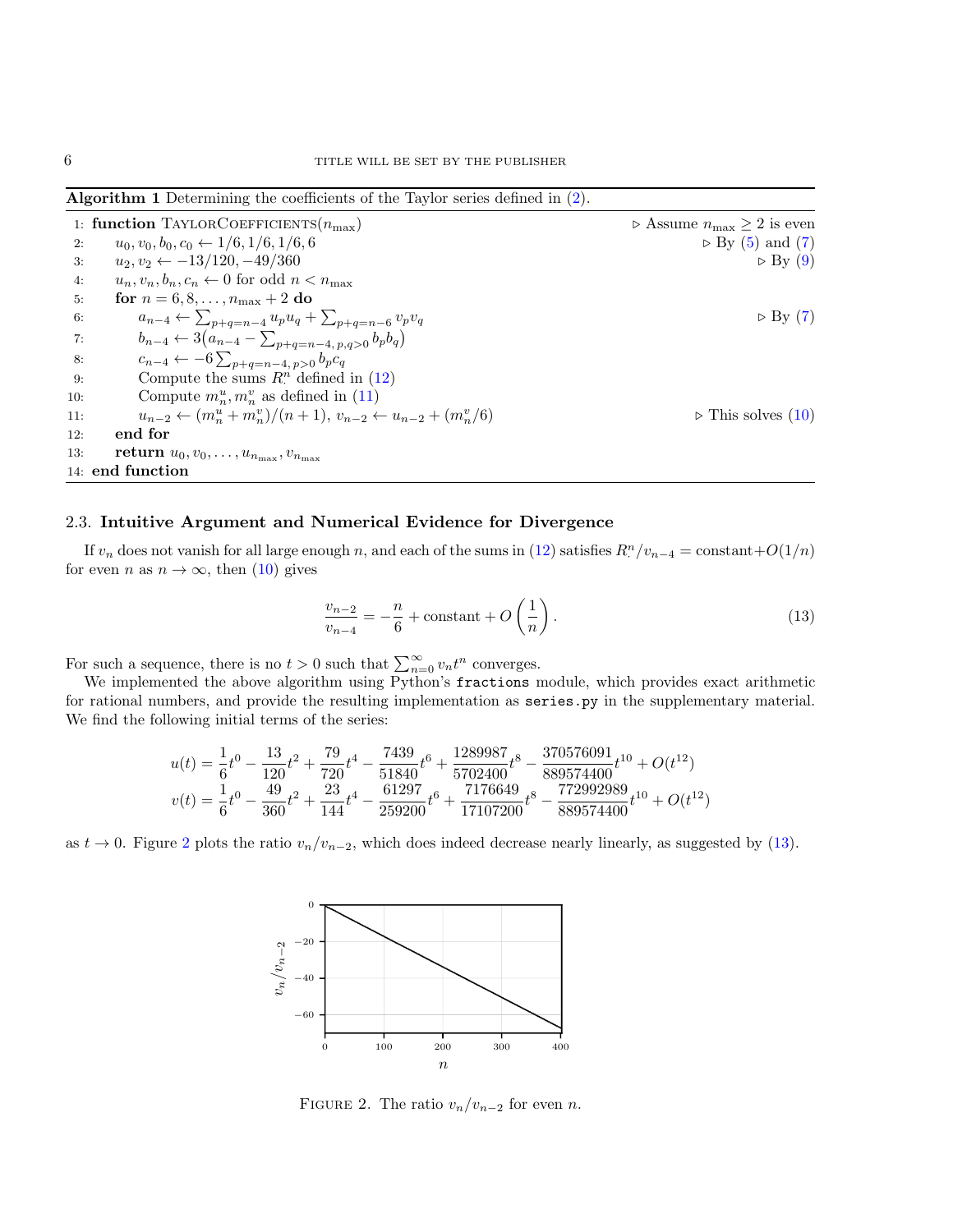**Algorithm 1** Determining the coefficients of the Taylor series defined in (2).

```
1:  function TaylorCoefficients(n_max)                                  ▷ Assume n_max ≥ 2 is even
2:      u_0, v_0, b_0, c_0 ← 1/6, 1/6, 1/6, 6                               ▷ By (5) and (7)
3:      u_2, v_2 ← −13/120, −49/360                                         ▷ By (9)
4:      u_n, v_n, b_n, c_n ← 0 for odd n < n_max
5:      for n = 6, 8, ..., n_max + 2 do
6:          a_{n−4} ← Σ_{p+q=n−4} u_p u_q + Σ_{p+q=n−6} v_p v_q              ▷ By (7)
7:          b_{n−4} ← 3(a_{n−4} − Σ_{p+q=n−4, p,q>0} b_p b_q)
8:          c_{n−4} ← −6 Σ_{p+q=n−4, p>0} b_p c_q
9:          Compute the sums R^n_· defined in (12)
10:         Compute m^u_n, m^v_n as defined in (11)
11:         u_{n−2} ← (m^u_n + m^v_n)/(n+1), v_{n−2} ← u_{n−2} + (m^v_n/6)   ▷ This solves (10)
12:     end for
13:     return u_0, v_0, ..., u_{n_max}, v_{n_max}
14: end function
```

### 2.3. Intuitive Argument and Numerical Evidence for Divergence

If $v_n$ does not vanish for all large enough $n$, and each of the sums in (12) satisfies $R^n_{\cdot}/v_{n-4} = \text{constant} + O(1/n)$ for even $n$ as $n \to \infty$, then (10) gives

$$\frac{v_{n-2}}{v_{n-4}} = -\frac{n}{6} + \text{constant} + O\left(\frac{1}{n}\right). \tag{13}$$

For such a sequence, there is no $t > 0$ such that $\sum_{n=0}^{\infty} v_n t^n$ converges.

We implemented the above algorithm using Python's `fractions` module, which provides exact arithmetic for rational numbers, and provide the resulting implementation as `series.py` in the supplementary material. We find the following initial terms of the series:

$$u(t) = \frac{1}{6}t^0 - \frac{13}{120}t^2 + \frac{79}{720}t^4 - \frac{7439}{51840}t^6 + \frac{1289987}{5702400}t^8 - \frac{370576091}{889574400}t^{10} + O(t^{12})$$
$$v(t) = \frac{1}{6}t^0 - \frac{49}{360}t^2 + \frac{23}{144}t^4 - \frac{61297}{259200}t^6 + \frac{7176649}{17107200}t^8 - \frac{772992989}{889574400}t^{10} + O(t^{12})$$

as $t \to 0$. Figure 2 plots the ratio $v_n/v_{n-2}$, which does indeed decrease nearly linearly, as suggested by (13).

FIGURE 2. The ratio $v_n/v_{n-2}$ for even $n$.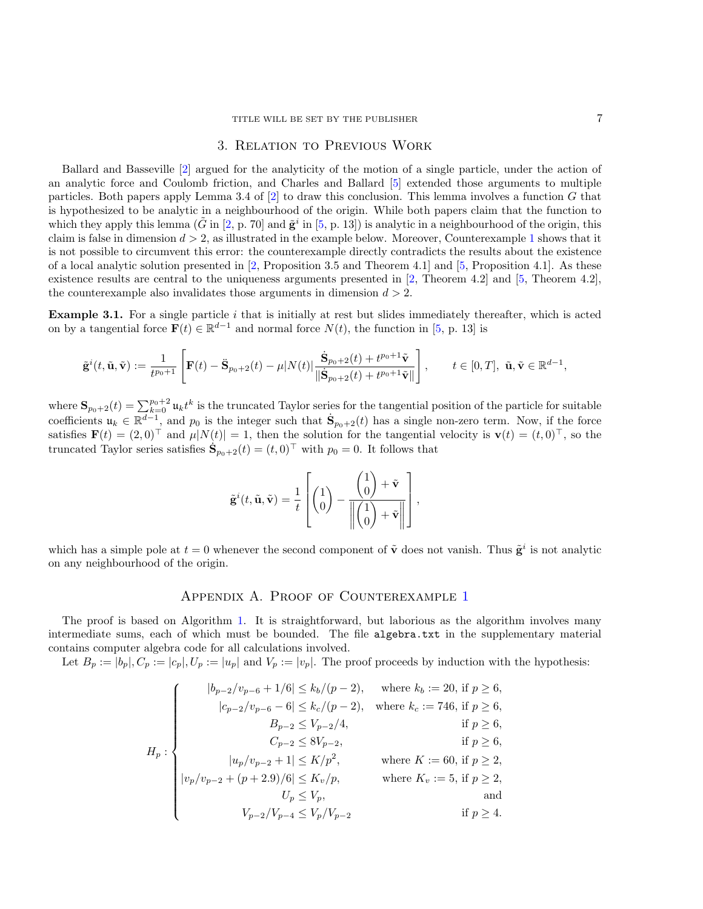## 3. Relation to Previous Work

Ballard and Basseville [2] argued for the analyticity of the motion of a single particle, under the action of an analytic force and Coulomb friction, and Charles and Ballard [5] extended those arguments to multiple particles. Both papers apply Lemma 3.4 of [2] to draw this conclusion. This lemma involves a function $G$ that is hypothesized to be analytic in a neighbourhood of the origin. While both papers claim that the function to which they apply this lemma ($\tilde{G}$ in [2, p. 70] and $\tilde{\mathbf{g}}^i$ in [5, p. 13]) is analytic in a neighbourhood of the origin, this claim is false in dimension $d > 2$, as illustrated in the example below. Moreover, Counterexample 1 shows that it is not possible to circumvent this error: the counterexample directly contradicts the results about the existence of a local analytic solution presented in [2, Proposition 3.5 and Theorem 4.1] and [5, Proposition 4.1]. As these existence results are central to the uniqueness arguments presented in [2, Theorem 4.2] and [5, Theorem 4.2], the counterexample also invalidates those arguments in dimension $d > 2$.

**Example 3.1.** For a single particle $i$ that is initially at rest but slides immediately thereafter, which is acted on by a tangential force $\mathbf{F}(t) \in \mathbb{R}^{d-1}$ and normal force $N(t)$, the function in [5, p. 13] is

$$\tilde{\mathbf{g}}^i(t, \tilde{\mathbf{u}}, \tilde{\mathbf{v}}) := \frac{1}{t^{p_0+1}} \left[ \mathbf{F}(t) - \ddot{\mathbf{S}}_{p_0+2}(t) - \mu|N(t)| \frac{\dot{\mathbf{S}}_{p_0+2}(t) + t^{p_0+1}\tilde{\mathbf{v}}}{\|\dot{\mathbf{S}}_{p_0+2}(t) + t^{p_0+1}\tilde{\mathbf{v}}\|} \right], \qquad t \in [0,T],\ \tilde{\mathbf{u}}, \tilde{\mathbf{v}} \in \mathbb{R}^{d-1},$$

where $\mathbf{S}_{p_0+2}(t) = \sum_{k=0}^{p_0+2} \mathfrak{u}_k t^k$ is the truncated Taylor series for the tangential position of the particle for suitable coefficients $\mathfrak{u}_k \in \mathbb{R}^{d-1}$, and $p_0$ is the integer such that $\dot{\mathbf{S}}_{p_0+2}(t)$ has a single non-zero term. Now, if the force satisfies $\mathbf{F}(t) = (2,0)^\top$ and $\mu|N(t)| = 1$, then the solution for the tangential velocity is $\mathbf{v}(t) = (t,0)^\top$, so the truncated Taylor series satisfies $\dot{\mathbf{S}}_{p_0+2}(t) = (t,0)^\top$ with $p_0 = 0$. It follows that

$$\tilde{\mathbf{g}}^i(t, \tilde{\mathbf{u}}, \tilde{\mathbf{v}}) = \frac{1}{t} \left[ \begin{pmatrix} 1 \\ 0 \end{pmatrix} - \frac{\begin{pmatrix} 1 \\ 0 \end{pmatrix} + \tilde{\mathbf{v}}}{\left\| \begin{pmatrix} 1 \\ 0 \end{pmatrix} + \tilde{\mathbf{v}} \right\|} \right],$$

which has a simple pole at $t = 0$ whenever the second component of $\tilde{\mathbf{v}}$ does not vanish. Thus $\tilde{\mathbf{g}}^i$ is not analytic on any neighbourhood of the origin.

## Appendix A. Proof of Counterexample 1

The proof is based on Algorithm 1. It is straightforward, but laborious as the algorithm involves many intermediate sums, each of which must be bounded. The file `algebra.txt` in the supplementary material contains computer algebra code for all calculations involved.

Let $B_p := |b_p|, C_p := |c_p|, U_p := |u_p|$ and $V_p := |v_p|$. The proof proceeds by induction with the hypothesis:

$$H_p : \begin{cases} |b_{p-2}/v_{p-6} + 1/6| \leq k_b/(p-2), & \text{where } k_b := 20, \text{ if } p \geq 6, \\ |c_{p-2}/v_{p-6} - 6| \leq k_c/(p-2), & \text{where } k_c := 746, \text{ if } p \geq 6, \\ B_{p-2} \leq V_{p-2}/4, & \text{if } p \geq 6, \\ C_{p-2} \leq 8V_{p-2}, & \text{if } p \geq 6, \\ |u_p/v_{p-2} + 1| \leq K/p^2, & \text{where } K := 60, \text{ if } p \geq 2, \\ |v_p/v_{p-2} + (p+2.9)/6| \leq K_v/p, & \text{where } K_v := 5, \text{ if } p \geq 2, \\ U_p \leq V_p, & \text{and} \\ V_{p-2}/V_{p-4} \leq V_p/V_{p-2} & \text{if } p \geq 4. \end{cases}$$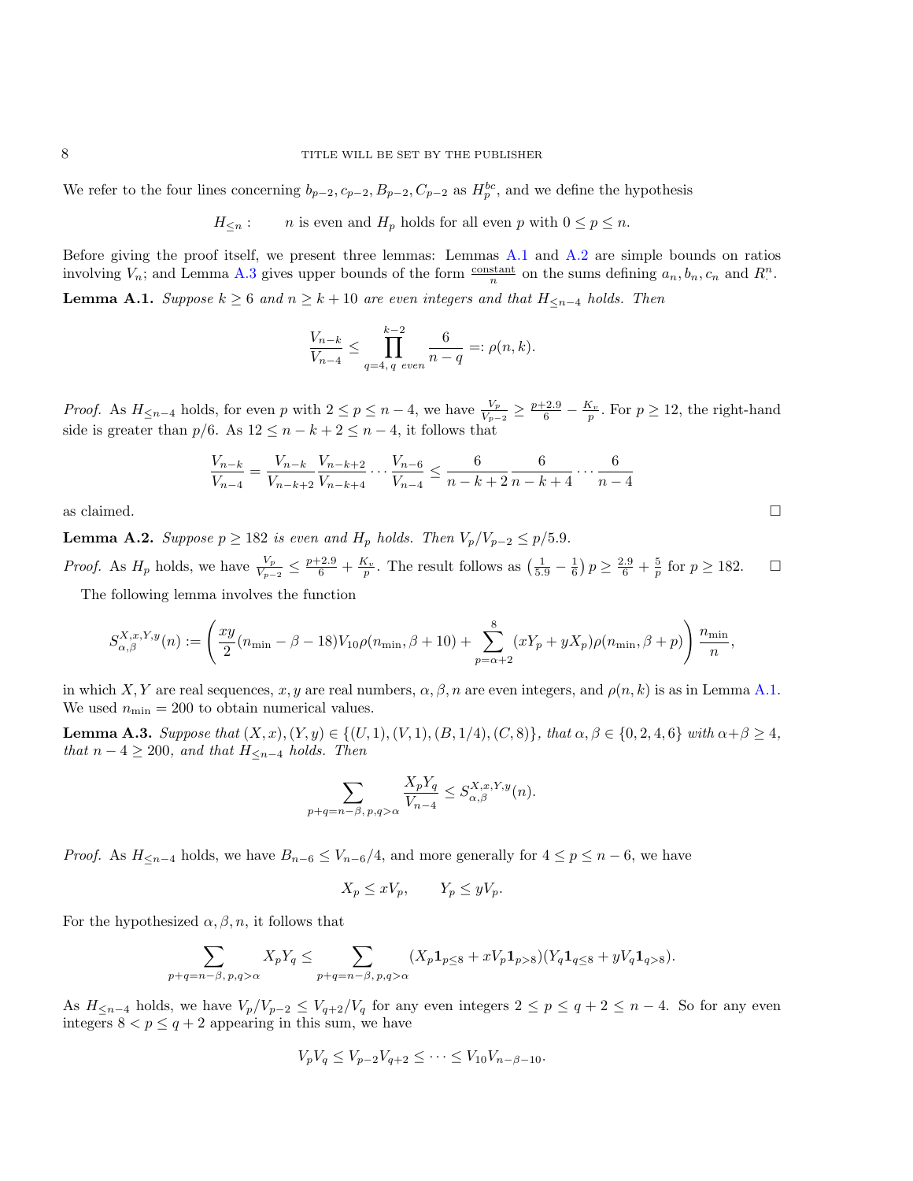We refer to the four lines concerning $b_{p-2}, c_{p-2}, B_{p-2}, C_{p-2}$ as $H_p^{bc}$, and we define the hypothesis

$$H_{\leq n}: \qquad n \text{ is even and } H_p \text{ holds for all even } p \text{ with } 0 \leq p \leq n.$$

Before giving the proof itself, we present three lemmas: Lemmas A.1 and A.2 are simple bounds on ratios involving $V_n$; and Lemma A.3 gives upper bounds of the form $\frac{\text{constant}}{n}$ on the sums defining $a_n, b_n, c_n$ and $R^n_\cdot$.

**Lemma A.1.** *Suppose $k \geq 6$ and $n \geq k+10$ are even integers and that $H_{\leq n-4}$ holds. Then*

$$\frac{V_{n-k}}{V_{n-4}} \leq \prod_{q=4,\, q \text{ even}}^{k-2} \frac{6}{n-q} =: \rho(n,k).$$

*Proof.* As $H_{\leq n-4}$ holds, for even $p$ with $2 \leq p \leq n-4$, we have $\frac{V_p}{V_{p-2}} \geq \frac{p+2.9}{6} - \frac{K_v}{p}$. For $p \geq 12$, the right-hand side is greater than $p/6$. As $12 \leq n-k+2 \leq n-4$, it follows that

$$\frac{V_{n-k}}{V_{n-4}} = \frac{V_{n-k}}{V_{n-k+2}} \frac{V_{n-k+2}}{V_{n-k+4}} \cdots \frac{V_{n-6}}{V_{n-4}} \leq \frac{6}{n-k+2} \frac{6}{n-k+4} \cdots \frac{6}{n-4}$$

as claimed. $\square$

**Lemma A.2.** *Suppose $p \geq 182$ is even and $H_p$ holds. Then $V_p/V_{p-2} \leq p/5.9$.*

*Proof.* As $H_p$ holds, we have $\frac{V_p}{V_{p-2}} \leq \frac{p+2.9}{6} + \frac{K_v}{p}$. The result follows as $\left(\frac{1}{5.9} - \frac{1}{6}\right) p \geq \frac{2.9}{6} + \frac{5}{p}$ for $p \geq 182$. $\square$

The following lemma involves the function

$$S_{\alpha,\beta}^{X,x,Y,y}(n) := \left( \frac{xy}{2}(n_{\min} - \beta - 18) V_{10} \rho(n_{\min}, \beta+10) + \sum_{p=\alpha+2}^{8} (xY_p + yX_p) \rho(n_{\min}, \beta+p) \right) \frac{n_{\min}}{n},$$

in which $X, Y$ are real sequences, $x, y$ are real numbers, $\alpha, \beta, n$ are even integers, and $\rho(n,k)$ is as in Lemma A.1. We used $n_{\min} = 200$ to obtain numerical values.

**Lemma A.3.** *Suppose that $(X,x), (Y,y) \in \{(U,1), (V,1), (B,1/4), (C,8)\}$, that $\alpha, \beta \in \{0,2,4,6\}$ with $\alpha+\beta \geq 4$, that $n-4 \geq 200$, and that $H_{\leq n-4}$ holds. Then*

$$\sum_{p+q=n-\beta,\, p,q>\alpha} \frac{X_p Y_q}{V_{n-4}} \leq S_{\alpha,\beta}^{X,x,Y,y}(n).$$

*Proof.* As $H_{\leq n-4}$ holds, we have $B_{n-6} \leq V_{n-6}/4$, and more generally for $4 \leq p \leq n-6$, we have

$$X_p \leq xV_p, \qquad Y_p \leq yV_p.$$

For the hypothesized $\alpha, \beta, n$, it follows that

$$\sum_{p+q=n-\beta,\, p,q>\alpha} X_p Y_q \leq \sum_{p+q=n-\beta,\, p,q>\alpha} (X_p \mathbf{1}_{p\leq 8} + xV_p \mathbf{1}_{p>8})(Y_q \mathbf{1}_{q \leq 8} + yV_q \mathbf{1}_{q>8}).$$

As $H_{\leq n-4}$ holds, we have $V_p/V_{p-2} \leq V_{q+2}/V_q$ for any even integers $2 \leq p \leq q+2 \leq n-4$. So for any even integers $8 < p \leq q+2$ appearing in this sum, we have

$$V_p V_q \leq V_{p-2} V_{q+2} \leq \cdots \leq V_{10} V_{n-\beta-10}.$$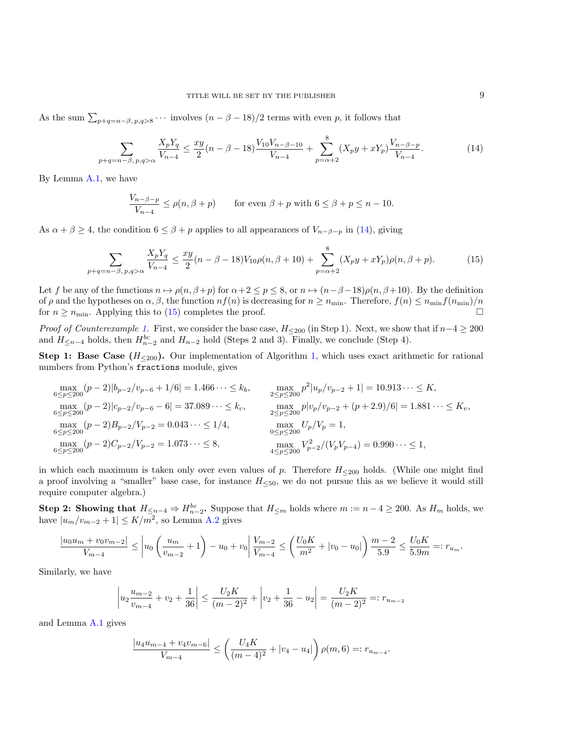As the sum $\sum_{p+q=n-\beta,\, p,q>8} \cdots$ involves $(n-\beta-18)/2$ terms with even $p$, it follows that

$$\sum_{p+q=n-\beta,\, p,q>\alpha} \frac{X_p Y_q}{V_{n-4}} \le \frac{xy}{2}(n-\beta-18)\frac{V_{10}V_{n-\beta-10}}{V_{n-4}} + \sum_{p=\alpha+2}^{8} (X_p y + x Y_p)\frac{V_{n-\beta-p}}{V_{n-4}}. \tag{14}$$

By Lemma A.1, we have

$$\frac{V_{n-\beta-p}}{V_{n-4}} \le \rho(n, \beta+p) \qquad \text{for even } \beta+p \text{ with } 6 \le \beta+p \le n-10.$$

As $\alpha+\beta \ge 4$, the condition $6 \le \beta+p$ applies to all appearances of $V_{n-\beta-p}$ in (14), giving

$$\sum_{p+q=n-\beta,\, p,q>\alpha} \frac{X_p Y_q}{V_{n-4}} \le \frac{xy}{2}(n-\beta-18)V_{10}\rho(n,\beta+10) + \sum_{p=\alpha+2}^{8} (X_p y + x Y_p)\rho(n,\beta+p). \tag{15}$$

Let $f$ be any of the functions $n \mapsto \rho(n, \beta+p)$ for $\alpha+2 \le p \le 8$, or $n \mapsto (n-\beta-18)\rho(n,\beta+10)$. By the definition of $\rho$ and the hypotheses on $\alpha, \beta$, the function $nf(n)$ is decreasing for $n \ge n_{\min}$. Therefore, $f(n) \le n_{\min} f(n_{\min})/n$ for $n \ge n_{\min}$. Applying this to (15) completes the proof. $\square$

*Proof of Counterexample 1.* First, we consider the base case, $H_{\le 200}$ (in Step 1). Next, we show that if $n-4 \ge 200$ and $H_{\le n-4}$ holds, then $H^{bc}_{n-2}$ and $H_{n-2}$ hold (Steps 2 and 3). Finally, we conclude (Step 4).

**Step 1: Base Case ($H_{\le 200}$).** Our implementation of Algorithm 1, which uses exact arithmetic for rational numbers from Python's `fractions` module, gives

$$\max_{6\le p\le 200} (p-2)|b_{p-2}/v_{p-6} + 1/6| = 1.466\cdots \le k_b, \qquad \max_{2\le p\le 200} p^2|u_p/v_{p-2}+1| = 10.913\cdots \le K,$$

$$\max_{6\le p\le 200} (p-2)|c_{p-2}/v_{p-6} - 6| = 37.089\cdots \le k_c, \qquad \max_{2\le p\le 200} p|v_p/v_{p-2} + (p+2.9)/6| = 1.881\cdots \le K_v,$$

$$\max_{6\le p\le 200} (p-2)B_{p-2}/V_{p-2} = 0.043\cdots \le 1/4, \qquad \max_{0\le p\le 200} U_p/V_p = 1,$$

$$\max_{6\le p\le 200} (p-2)C_{p-2}/V_{p-2} = 1.073\cdots \le 8, \qquad \max_{4\le p\le 200} V_{p-2}^2/(V_pV_{p-4}) = 0.990\cdots \le 1,$$

in which each maximum is taken only over even values of $p$. Therefore $H_{\le 200}$ holds. (While one might find a proof involving a "smaller" base case, for instance $H_{\le 50}$, we do not pursue this as we believe it would still require computer algebra.)

**Step 2: Showing that $H_{\le n-4} \Rightarrow H^{bc}_{n-2}$.** Suppose that $H_{\le m}$ holds where $m := n-4 \ge 200$. As $H_m$ holds, we have $|u_m/v_{m-2}+1| \le K/m^2$, so Lemma A.2 gives

$$\frac{|u_0u_m + v_0v_{m-2}|}{V_{m-4}} \le \left| u_0\left(\frac{u_m}{v_{m-2}}+1\right) - u_0 + v_0 \right| \frac{V_{m-2}}{V_{m-4}} \le \left(\frac{U_0K}{m^2} + |v_0-u_0|\right)\frac{m-2}{5.9} \le \frac{U_0K}{5.9m} =: r_{u_m}.$$

Similarly, we have

$$\left| u_2\frac{u_{m-2}}{v_{m-4}} + v_2 + \frac{1}{36}\right| \le \frac{U_2K}{(m-2)^2} + \left| v_2 + \frac{1}{36} - u_2 \right| = \frac{U_2K}{(m-2)^2} =: r_{u_{m-2}}$$

and Lemma A.1 gives

$$\frac{|u_4u_{m-4} + v_4v_{m-6}|}{V_{m-4}} \le \left(\frac{U_4K}{(m-4)^2} + |v_4-u_4|\right)\rho(m,6) =: r_{u_{m-4}}.$$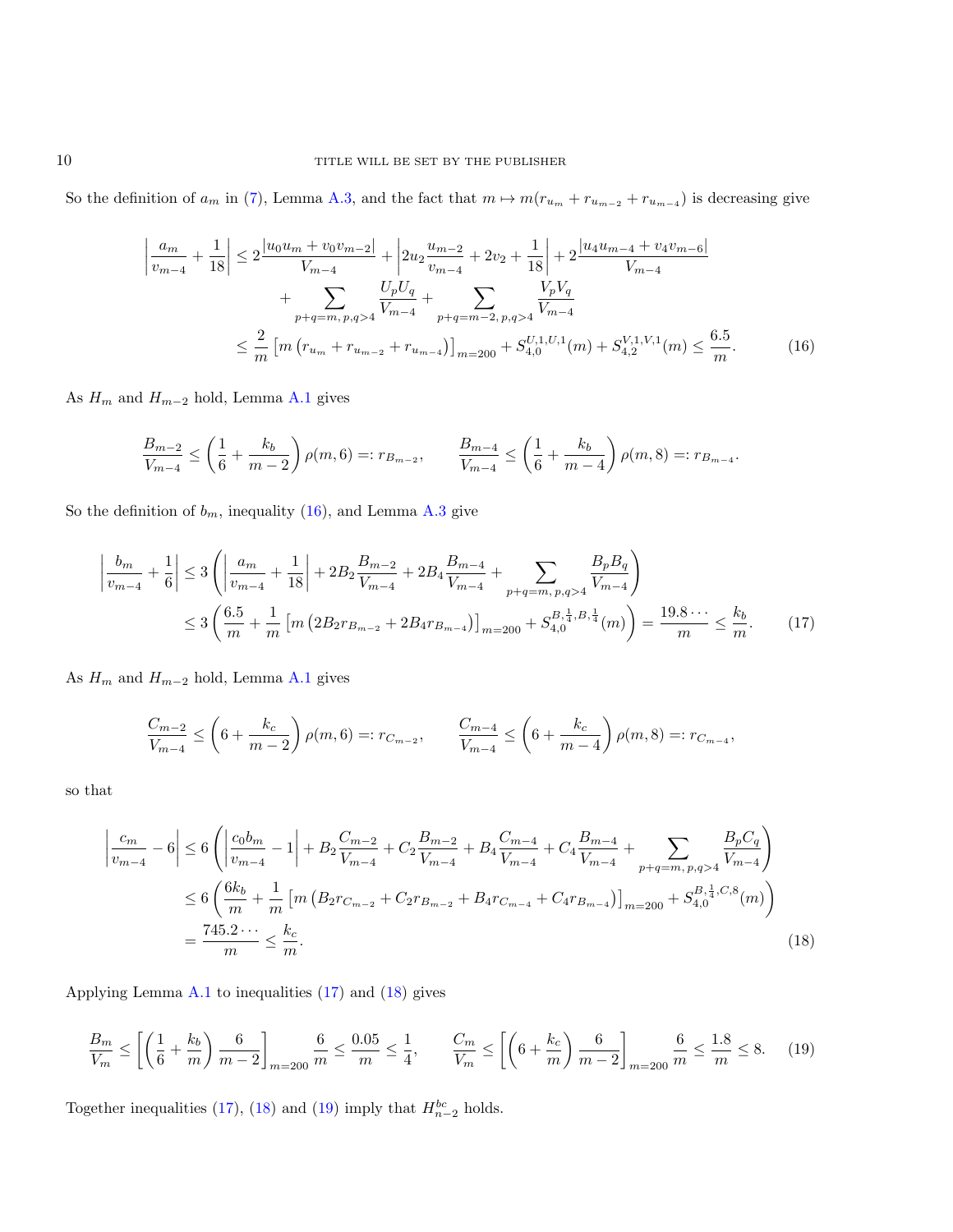So the definition of $a_m$ in (7), Lemma A.3, and the fact that $m \mapsto m(r_{u_m} + r_{u_{m-2}} + r_{u_{m-4}})$ is decreasing give

$$
\begin{aligned}
\left|\frac{a_m}{v_{m-4}} + \frac{1}{18}\right| &\le 2\frac{|u_0 u_m + v_0 v_{m-2}|}{V_{m-4}} + \left|2u_2\frac{u_{m-2}}{v_{m-4}} + 2v_2 + \frac{1}{18}\right| + 2\frac{|u_4 u_{m-4} + v_4 v_{m-6}|}{V_{m-4}} \\
&\qquad + \sum_{p+q=m,\, p,q>4} \frac{U_p U_q}{V_{m-4}} + \sum_{p+q=m-2,\, p,q>4} \frac{V_p V_q}{V_{m-4}} \\
&\le \frac{2}{m}\left[m\left(r_{u_m} + r_{u_{m-2}} + r_{u_{m-4}}\right)\right]_{m=200} + S_{4,0}^{U,1,U,1}(m) + S_{4,2}^{V,1,V,1}(m) \le \frac{6.5}{m}.
\end{aligned} \tag{16}
$$

As $H_m$ and $H_{m-2}$ hold, Lemma A.1 gives

$$
\frac{B_{m-2}}{V_{m-4}} \le \left(\frac{1}{6} + \frac{k_b}{m-2}\right)\rho(m,6) =: r_{B_{m-2}}, \qquad \frac{B_{m-4}}{V_{m-4}} \le \left(\frac{1}{6} + \frac{k_b}{m-4}\right)\rho(m,8) =: r_{B_{m-4}}.
$$

So the definition of $b_m$, inequality (16), and Lemma A.3 give

$$
\begin{aligned}
\left|\frac{b_m}{v_{m-4}} + \frac{1}{6}\right| &\le 3\left(\left|\frac{a_m}{v_{m-4}} + \frac{1}{18}\right| + 2B_2\frac{B_{m-2}}{V_{m-4}} + 2B_4\frac{B_{m-4}}{V_{m-4}} + \sum_{p+q=m,\, p,q>4}\frac{B_p B_q}{V_{m-4}}\right) \\
&\le 3\left(\frac{6.5}{m} + \frac{1}{m}\left[m\left(2B_2 r_{B_{m-2}} + 2B_4 r_{B_{m-4}}\right)\right]_{m=200} + S_{4,0}^{B,\frac{1}{4},B,\frac{1}{4}}(m)\right) = \frac{19.8\cdots}{m} \le \frac{k_b}{m}.
\end{aligned} \tag{17}
$$

As $H_m$ and $H_{m-2}$ hold, Lemma A.1 gives

$$
\frac{C_{m-2}}{V_{m-4}} \le \left(6 + \frac{k_c}{m-2}\right)\rho(m,6) =: r_{C_{m-2}}, \qquad \frac{C_{m-4}}{V_{m-4}} \le \left(6 + \frac{k_c}{m-4}\right)\rho(m,8) =: r_{C_{m-4}},
$$

so that

$$
\begin{aligned}
\left|\frac{c_m}{v_{m-4}} - 6\right| &\le 6\left(\left|\frac{c_0 b_m}{v_{m-4}} - 1\right| + B_2\frac{C_{m-2}}{V_{m-4}} + C_2\frac{B_{m-2}}{V_{m-4}} + B_4\frac{C_{m-4}}{V_{m-4}} + C_4\frac{B_{m-4}}{V_{m-4}} + \sum_{p+q=m,\, p,q>4}\frac{B_p C_q}{V_{m-4}}\right) \\
&\le 6\left(\frac{6k_b}{m} + \frac{1}{m}\left[m\left(B_2 r_{C_{m-2}} + C_2 r_{B_{m-2}} + B_4 r_{C_{m-4}} + C_4 r_{B_{m-4}}\right)\right]_{m=200} + S_{4,0}^{B,\frac{1}{4},C,8}(m)\right) \\
&= \frac{745.2\cdots}{m} \le \frac{k_c}{m}.
\end{aligned} \tag{18}
$$

Applying Lemma A.1 to inequalities (17) and (18) gives

$$
\frac{B_m}{V_m} \le \left[\left(\frac{1}{6} + \frac{k_b}{m}\right)\frac{6}{m-2}\right]_{m=200}\frac{6}{m} \le \frac{0.05}{m} \le \frac{1}{4}, \qquad \frac{C_m}{V_m} \le \left[\left(6 + \frac{k_c}{m}\right)\frac{6}{m-2}\right]_{m=200}\frac{6}{m} \le \frac{1.8}{m} \le 8. \tag{19}
$$

Together inequalities (17), (18) and (19) imply that $H_{n-2}^{bc}$ holds.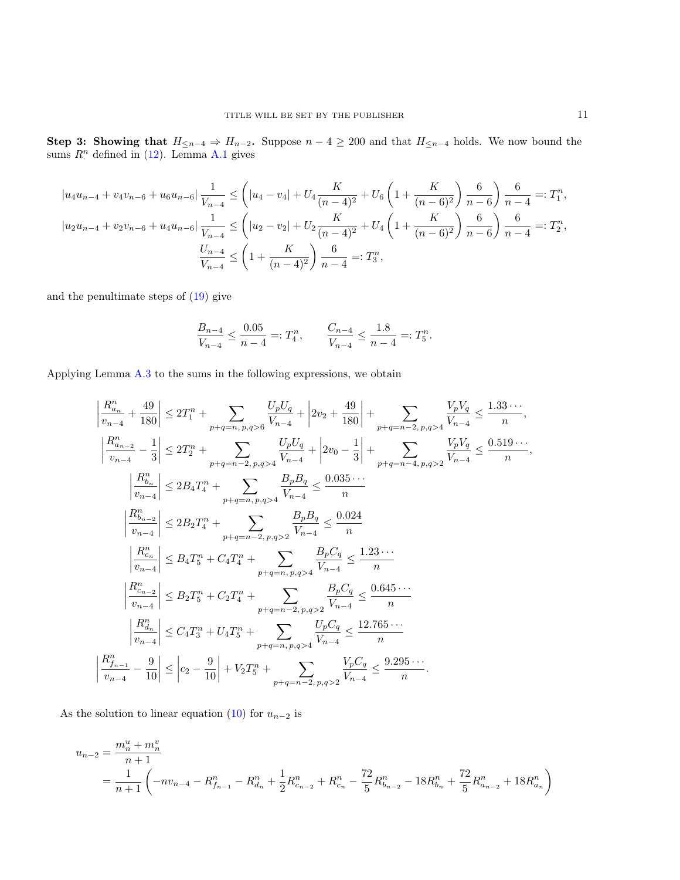**Step 3: Showing that $H_{\leq n-4} \Rightarrow H_{n-2}$.** Suppose $n-4 \geq 200$ and that $H_{\leq n-4}$ holds. We now bound the sums $R^n_\cdot$ defined in (12). Lemma A.1 gives

$$
\begin{aligned}
|u_4 u_{n-4} + v_4 v_{n-6} + u_6 u_{n-6}| \frac{1}{V_{n-4}} &\leq \left( |u_4 - v_4| + U_4 \frac{K}{(n-4)^2} + U_6 \left(1 + \frac{K}{(n-6)^2}\right) \frac{6}{n-6} \right) \frac{6}{n-4} =: T_1^n, \\
|u_2 u_{n-4} + v_2 v_{n-6} + u_4 u_{n-6}| \frac{1}{V_{n-4}} &\leq \left( |u_2 - v_2| + U_2 \frac{K}{(n-4)^2} + U_4 \left(1 + \frac{K}{(n-6)^2}\right) \frac{6}{n-6} \right) \frac{6}{n-4} =: T_2^n, \\
\frac{U_{n-4}}{V_{n-4}} &\leq \left(1 + \frac{K}{(n-4)^2}\right) \frac{6}{n-4} =: T_3^n,
\end{aligned}
$$

and the penultimate steps of (19) give

$$
\frac{B_{n-4}}{V_{n-4}} \leq \frac{0.05}{n-4} =: T_4^n, \qquad \frac{C_{n-4}}{V_{n-4}} \leq \frac{1.8}{n-4} =: T_5^n.
$$

Applying Lemma A.3 to the sums in the following expressions, we obtain

$$
\begin{aligned}
\left| \frac{R^n_{a_n}}{v_{n-4}} + \frac{49}{180} \right| &\leq 2T_1^n + \sum_{p+q=n,\, p,q>6} \frac{U_p U_q}{V_{n-4}} + \left| 2v_2 + \frac{49}{180} \right| + \sum_{p+q=n-2,\, p,q>4} \frac{V_p V_q}{V_{n-4}} \leq \frac{1.33\cdots}{n}, \\
\left| \frac{R^n_{a_{n-2}}}{v_{n-4}} - \frac{1}{3} \right| &\leq 2T_2^n + \sum_{p+q=n-2,\, p,q>4} \frac{U_p U_q}{V_{n-4}} + \left| 2v_0 - \frac{1}{3} \right| + \sum_{p+q=n-4,\, p,q>2} \frac{V_p V_q}{V_{n-4}} \leq \frac{0.519\cdots}{n}, \\
\left| \frac{R^n_{b_n}}{v_{n-4}} \right| &\leq 2B_4 T_4^n + \sum_{p+q=n,\, p,q>4} \frac{B_p B_q}{V_{n-4}} \leq \frac{0.035\cdots}{n} \\
\left| \frac{R^n_{b_{n-2}}}{v_{n-4}} \right| &\leq 2B_2 T_4^n + \sum_{p+q=n-2,\, p,q>2} \frac{B_p B_q}{V_{n-4}} \leq \frac{0.024}{n} \\
\left| \frac{R^n_{c_n}}{v_{n-4}} \right| &\leq B_4 T_5^n + C_4 T_4^n + \sum_{p+q=n,\, p,q>4} \frac{B_p C_q}{V_{n-4}} \leq \frac{1.23\cdots}{n} \\
\left| \frac{R^n_{c_{n-2}}}{v_{n-4}} \right| &\leq B_2 T_5^n + C_2 T_4^n + \sum_{p+q=n-2,\, p,q>2} \frac{B_p C_q}{V_{n-4}} \leq \frac{0.645\cdots}{n} \\
\left| \frac{R^n_{d_n}}{v_{n-4}} \right| &\leq C_4 T_3^n + U_4 T_5^n + \sum_{p+q=n,\, p,q>4} \frac{U_p C_q}{V_{n-4}} \leq \frac{12.765\cdots}{n} \\
\left| \frac{R^n_{f_{n-1}}}{v_{n-4}} - \frac{9}{10} \right| &\leq \left| c_2 - \frac{9}{10} \right| + V_2 T_5^n + \sum_{p+q=n-2,\, p,q>2} \frac{V_p C_q}{V_{n-4}} \leq \frac{9.295\cdots}{n}.
\end{aligned}
$$

As the solution to linear equation (10) for $u_{n-2}$ is

$$
\begin{aligned}
u_{n-2} &= \frac{m_n^u + m_n^v}{n+1} \\
&= \frac{1}{n+1} \left( -n v_{n-4} - R^n_{f_{n-1}} - R^n_{d_n} + \frac{1}{2} R^n_{c_{n-2}} + R^n_{c_n} - \frac{72}{5} R^n_{b_{n-2}} - 18 R^n_{b_n} + \frac{72}{5} R^n_{a_{n-2}} + 18 R^n_{a_n} \right)
\end{aligned}
$$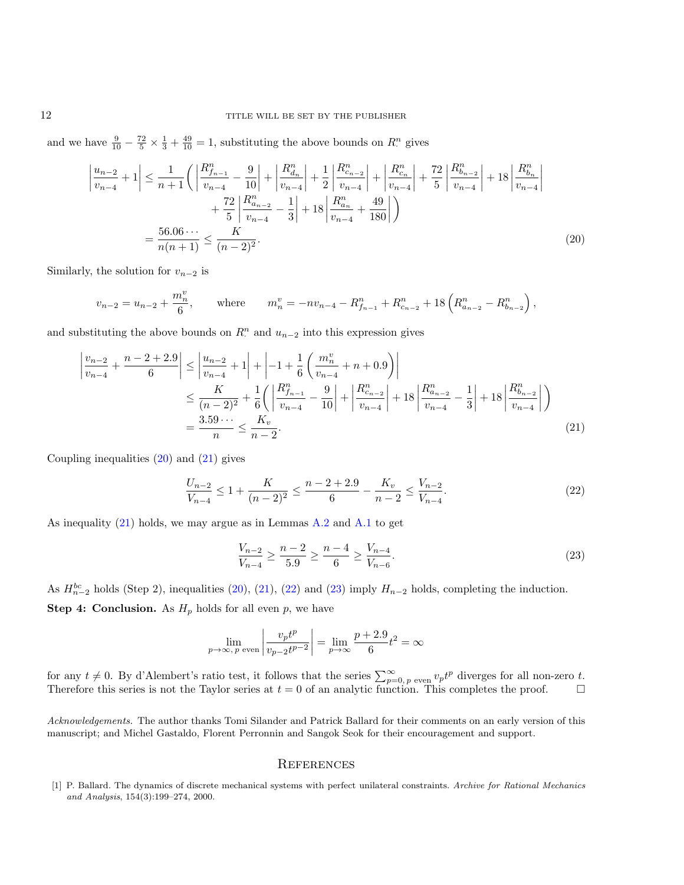and we have $\frac{9}{10} - \frac{72}{5} \times \frac{1}{3} + \frac{49}{10} = 1$, substituting the above bounds on $R^n_\cdot$ gives

$$
\begin{aligned}
\left|\frac{u_{n-2}}{v_{n-4}} + 1\right| \leq \frac{1}{n+1}\Bigg( &\left|\frac{R^n_{f_{n-1}}}{v_{n-4}} - \frac{9}{10}\right| + \left|\frac{R^n_{d_n}}{v_{n-4}}\right| + \frac{1}{2}\left|\frac{R^n_{c_{n-2}}}{v_{n-4}}\right| + \left|\frac{R^n_{c_n}}{v_{n-4}}\right| + \frac{72}{5}\left|\frac{R^n_{b_{n-2}}}{v_{n-4}}\right| + 18\left|\frac{R^n_{b_n}}{v_{n-4}}\right| \\
&+ \frac{72}{5}\left|\frac{R^n_{a_{n-2}}}{v_{n-4}} - \frac{1}{3}\right| + 18\left|\frac{R^n_{a_n}}{v_{n-4}} + \frac{49}{180}\right|\Bigg) \\
= \frac{56.06\cdots}{n(n+1)} \leq \frac{K}{(n-2)^2}. &
\end{aligned} \tag{20}
$$

Similarly, the solution for $v_{n-2}$ is

$$
v_{n-2} = u_{n-2} + \frac{m^v_n}{6}, \qquad \text{where} \qquad m^v_n = -nv_{n-4} - R^n_{f_{n-1}} + R^n_{c_{n-2}} + 18\left(R^n_{a_{n-2}} - R^n_{b_{n-2}}\right),
$$

and substituting the above bounds on $R^n_\cdot$ and $u_{n-2}$ into this expression gives

$$
\begin{aligned}
\left|\frac{v_{n-2}}{v_{n-4}} + \frac{n-2+2.9}{6}\right| &\leq \left|\frac{u_{n-2}}{v_{n-4}} + 1\right| + \left|-1 + \frac{1}{6}\left(\frac{m^v_n}{v_{n-4}} + n + 0.9\right)\right| \\
&\leq \frac{K}{(n-2)^2} + \frac{1}{6}\Bigg(\left|\frac{R^n_{f_{n-1}}}{v_{n-4}} - \frac{9}{10}\right| + \left|\frac{R^n_{c_{n-2}}}{v_{n-4}}\right| + 18\left|\frac{R^n_{a_{n-2}}}{v_{n-4}} - \frac{1}{3}\right| + 18\left|\frac{R^n_{b_{n-2}}}{v_{n-4}}\right|\Bigg) \\
&= \frac{3.59\cdots}{n} \leq \frac{K_v}{n-2}.
\end{aligned} \tag{21}
$$

Coupling inequalities (20) and (21) gives

$$
\frac{U_{n-2}}{V_{n-4}} \leq 1 + \frac{K}{(n-2)^2} \leq \frac{n-2+2.9}{6} - \frac{K_v}{n-2} \leq \frac{V_{n-2}}{V_{n-4}}. \tag{22}
$$

As inequality (21) holds, we may argue as in Lemmas A.2 and A.1 to get

$$
\frac{V_{n-2}}{V_{n-4}} \geq \frac{n-2}{5.9} \geq \frac{n-4}{6} \geq \frac{V_{n-4}}{V_{n-6}}. \tag{23}
$$

As $H^{bc}_{n-2}$ holds (Step 2), inequalities (20), (21), (22) and (23) imply $H_{n-2}$ holds, completing the induction.

**Step 4: Conclusion.** As $H_p$ holds for all even $p$, we have

$$
\lim_{p\to\infty,\, p \text{ even}} \left|\frac{v_p t^p}{v_{p-2}t^{p-2}}\right| = \lim_{p\to\infty} \frac{p+2.9}{6}t^2 = \infty
$$

for any $t \neq 0$. By d'Alembert's ratio test, it follows that the series $\sum_{p=0,\, p \text{ even}}^{\infty} v_p t^p$ diverges for all non-zero $t$. Therefore this series is not the Taylor series at $t = 0$ of an analytic function. This completes the proof. □

*Acknowledgements.* The author thanks Tomi Silander and Patrick Ballard for their comments on an early version of this manuscript; and Michel Gastaldo, Florent Perronnin and Sangok Seok for their encouragement and support.

## References

[1] P. Ballard. The dynamics of discrete mechanical systems with perfect unilateral constraints. *Archive for Rational Mechanics and Analysis*, 154(3):199–274, 2000.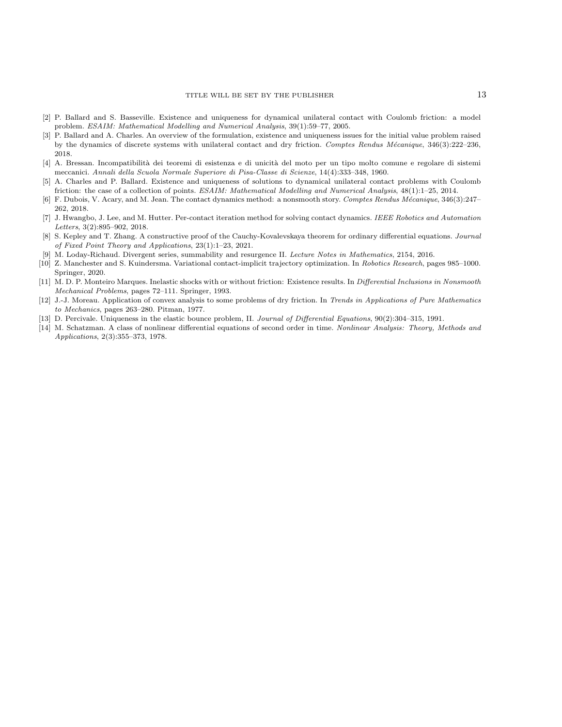[2] P. Ballard and S. Basseville. Existence and uniqueness for dynamical unilateral contact with Coulomb friction: a model problem. *ESAIM: Mathematical Modelling and Numerical Analysis*, 39(1):59–77, 2005.

[3] P. Ballard and A. Charles. An overview of the formulation, existence and uniqueness issues for the initial value problem raised by the dynamics of discrete systems with unilateral contact and dry friction. *Comptes Rendus Mécanique*, 346(3):222–236, 2018.

[4] A. Bressan. Incompatibilità dei teoremi di esistenza e di unicità del moto per un tipo molto comune e regolare di sistemi meccanici. *Annali della Scuola Normale Superiore di Pisa-Classe di Scienze*, 14(4):333–348, 1960.

[5] A. Charles and P. Ballard. Existence and uniqueness of solutions to dynamical unilateral contact problems with Coulomb friction: the case of a collection of points. *ESAIM: Mathematical Modelling and Numerical Analysis*, 48(1):1–25, 2014.

[6] F. Dubois, V. Acary, and M. Jean. The contact dynamics method: a nonsmooth story. *Comptes Rendus Mécanique*, 346(3):247–262, 2018.

[7] J. Hwangbo, J. Lee, and M. Hutter. Per-contact iteration method for solving contact dynamics. *IEEE Robotics and Automation Letters*, 3(2):895–902, 2018.

[8] S. Kepley and T. Zhang. A constructive proof of the Cauchy-Kovalevskaya theorem for ordinary differential equations. *Journal of Fixed Point Theory and Applications*, 23(1):1–23, 2021.

[9] M. Loday-Richaud. Divergent series, summability and resurgence II. *Lecture Notes in Mathematics*, 2154, 2016.

[10] Z. Manchester and S. Kuindersma. Variational contact-implicit trajectory optimization. In *Robotics Research*, pages 985–1000. Springer, 2020.

[11] M. D. P. Monteiro Marques. Inelastic shocks with or without friction: Existence results. In *Differential Inclusions in Nonsmooth Mechanical Problems*, pages 72–111. Springer, 1993.

[12] J.-J. Moreau. Application of convex analysis to some problems of dry friction. In *Trends in Applications of Pure Mathematics to Mechanics*, pages 263–280. Pitman, 1977.

[13] D. Percivale. Uniqueness in the elastic bounce problem, II. *Journal of Differential Equations*, 90(2):304–315, 1991.

[14] M. Schatzman. A class of nonlinear differential equations of second order in time. *Nonlinear Analysis: Theory, Methods and Applications*, 2(3):355–373, 1978.